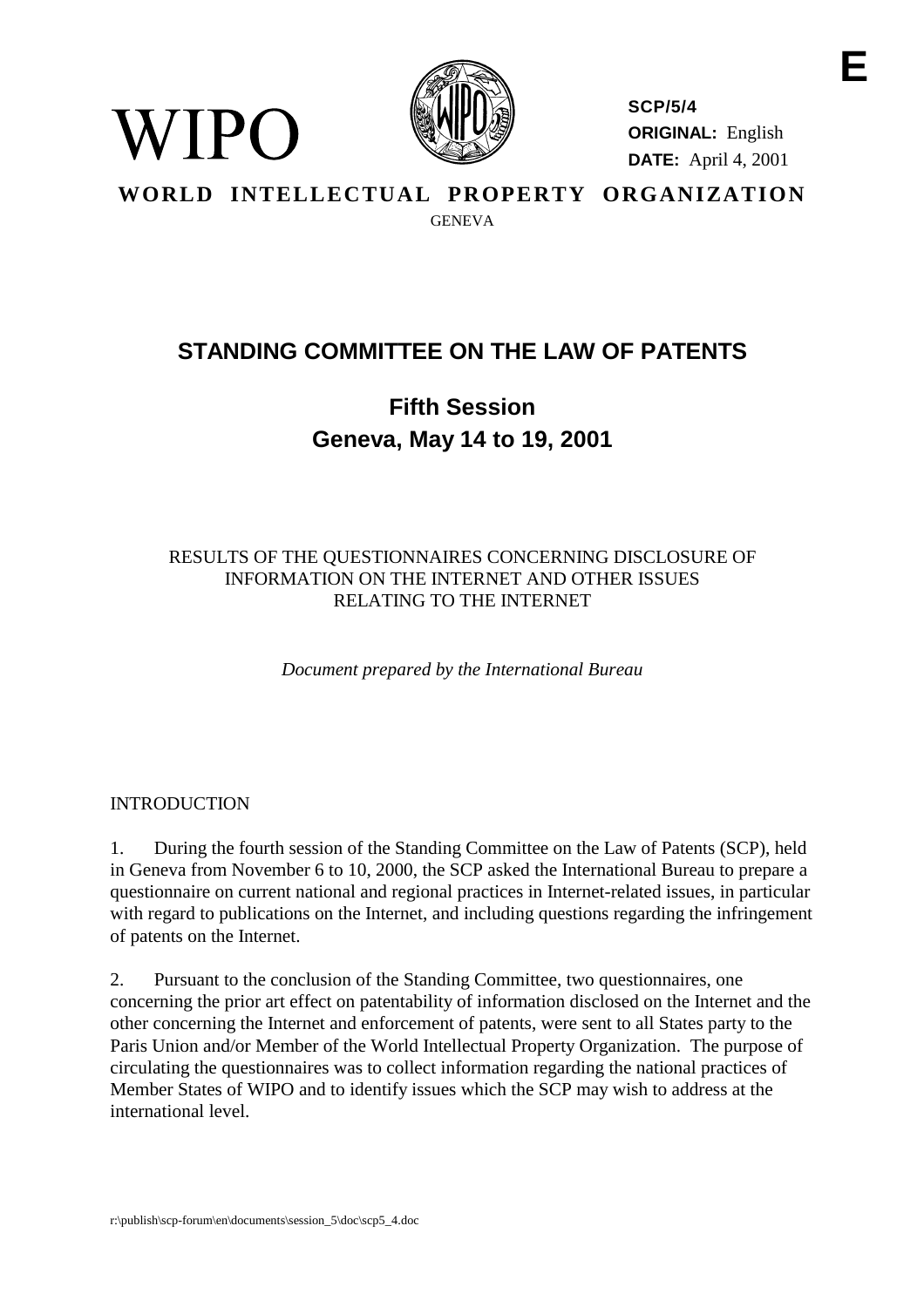WIPO

**SCP/5/4**
**ORIGINAL:** English
**DATE:** April 4, 2001

**E**

**WORLD INTELLECTUAL PROPERTY ORGANIZATION**
GENEVA

# STANDING COMMITTEE ON THE LAW OF PATENTS

## Fifth Session
## Geneva, May 14 to 19, 2001

RESULTS OF THE QUESTIONNAIRES CONCERNING DISCLOSURE OF INFORMATION ON THE INTERNET AND OTHER ISSUES RELATING TO THE INTERNET

*Document prepared by the International Bureau*

INTRODUCTION

1. During the fourth session of the Standing Committee on the Law of Patents (SCP), held in Geneva from November 6 to 10, 2000, the SCP asked the International Bureau to prepare a questionnaire on current national and regional practices in Internet-related issues, in particular with regard to publications on the Internet, and including questions regarding the infringement of patents on the Internet.

2. Pursuant to the conclusion of the Standing Committee, two questionnaires, one concerning the prior art effect on patentability of information disclosed on the Internet and the other concerning the Internet and enforcement of patents, were sent to all States party to the Paris Union and/or Member of the World Intellectual Property Organization. The purpose of circulating the questionnaires was to collect information regarding the national practices of Member States of WIPO and to identify issues which the SCP may wish to address at the international level.

r:\publish\scp-forum\en\documents\session_5\doc\scp5_4.doc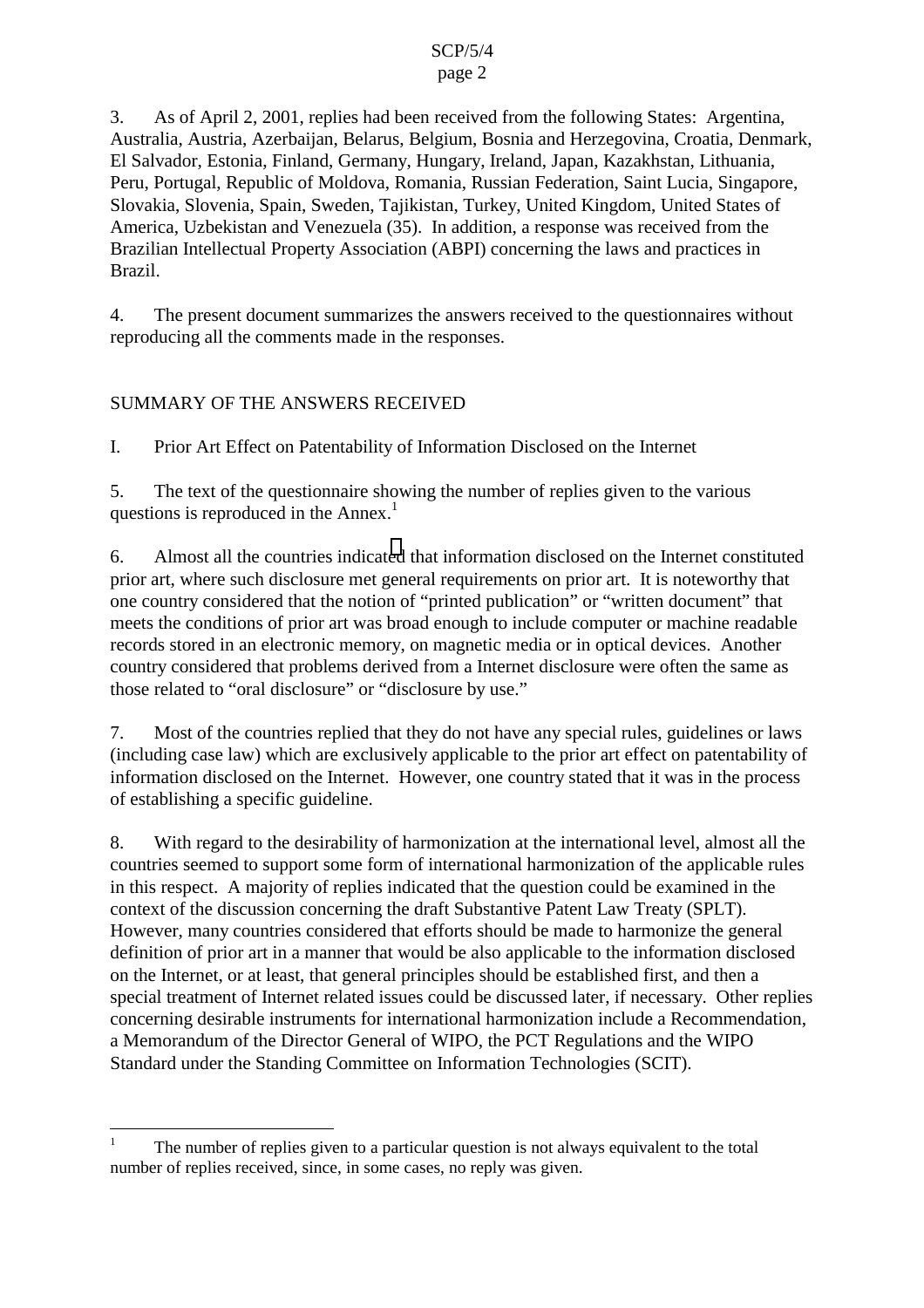3. As of April 2, 2001, replies had been received from the following States: Argentina, Australia, Austria, Azerbaijan, Belarus, Belgium, Bosnia and Herzegovina, Croatia, Denmark, El Salvador, Estonia, Finland, Germany, Hungary, Ireland, Japan, Kazakhstan, Lithuania, Peru, Portugal, Republic of Moldova, Romania, Russian Federation, Saint Lucia, Singapore, Slovakia, Slovenia, Spain, Sweden, Tajikistan, Turkey, United Kingdom, United States of America, Uzbekistan and Venezuela (35). In addition, a response was received from the Brazilian Intellectual Property Association (ABPI) concerning the laws and practices in Brazil.

4. The present document summarizes the answers received to the questionnaires without reproducing all the comments made in the responses.

## SUMMARY OF THE ANSWERS RECEIVED

### I. Prior Art Effect on Patentability of Information Disclosed on the Internet

5. The text of the questionnaire showing the number of replies given to the various questions is reproduced in the Annex.[1]

6. Almost all the countries indicated that information disclosed on the Internet constituted prior art, where such disclosure met general requirements on prior art. It is noteworthy that one country considered that the notion of "printed publication" or "written document" that meets the conditions of prior art was broad enough to include computer or machine readable records stored in an electronic memory, on magnetic media or in optical devices. Another country considered that problems derived from a Internet disclosure were often the same as those related to "oral disclosure" or "disclosure by use."

7. Most of the countries replied that they do not have any special rules, guidelines or laws (including case law) which are exclusively applicable to the prior art effect on patentability of information disclosed on the Internet. However, one country stated that it was in the process of establishing a specific guideline.

8. With regard to the desirability of harmonization at the international level, almost all the countries seemed to support some form of international harmonization of the applicable rules in this respect. A majority of replies indicated that the question could be examined in the context of the discussion concerning the draft Substantive Patent Law Treaty (SPLT). However, many countries considered that efforts should be made to harmonize the general definition of prior art in a manner that would be also applicable to the information disclosed on the Internet, or at least, that general principles should be established first, and then a special treatment of Internet related issues could be discussed later, if necessary. Other replies concerning desirable instruments for international harmonization include a Recommendation, a Memorandum of the Director General of WIPO, the PCT Regulations and the WIPO Standard under the Standing Committee on Information Technologies (SCIT).

---

[1] The number of replies given to a particular question is not always equivalent to the total number of replies received, since, in some cases, no reply was given.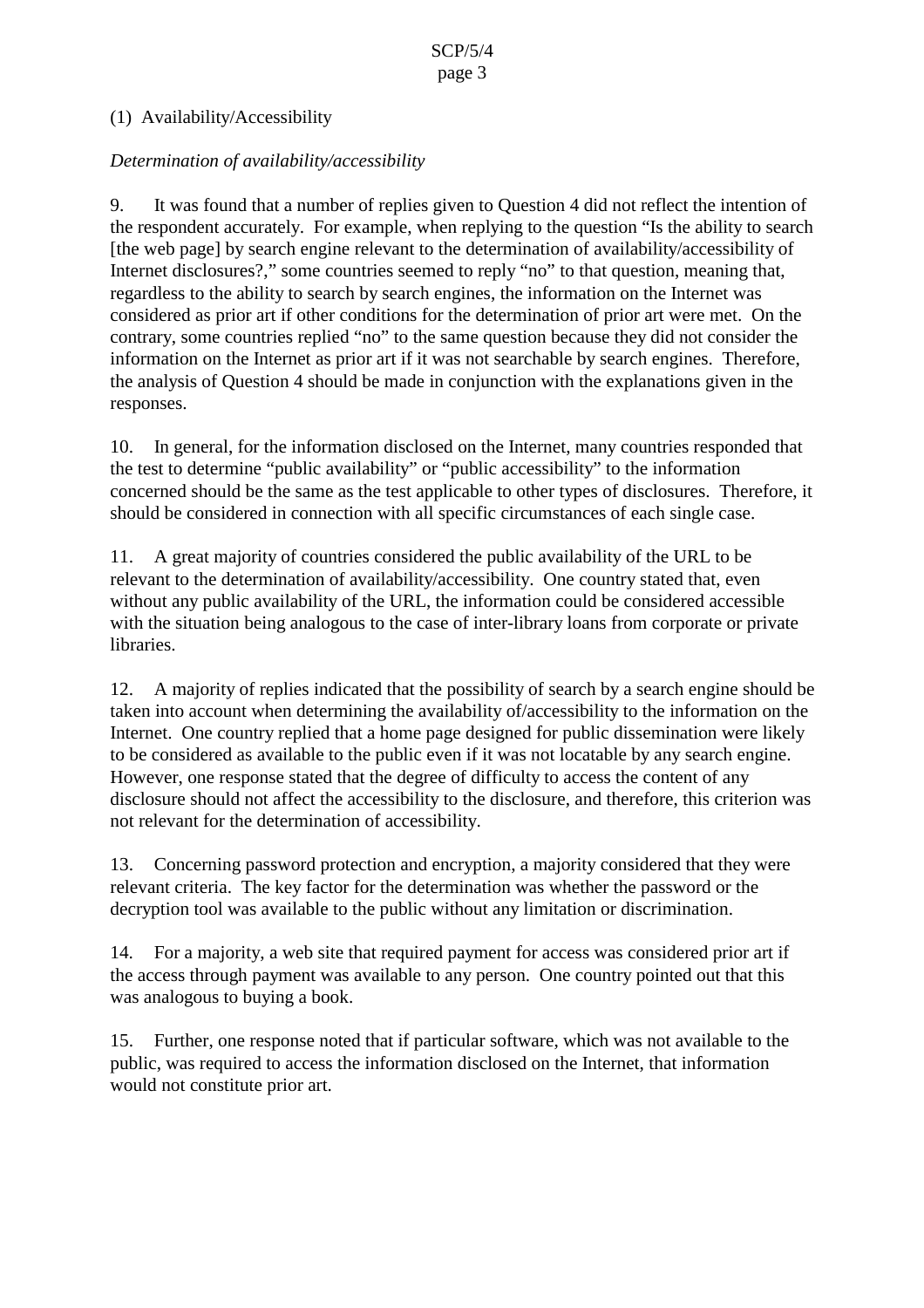(1) Availability/Accessibility

*Determination of availability/accessibility*

9. It was found that a number of replies given to Question 4 did not reflect the intention of the respondent accurately. For example, when replying to the question "Is the ability to search [the web page] by search engine relevant to the determination of availability/accessibility of Internet disclosures?," some countries seemed to reply "no" to that question, meaning that, regardless to the ability to search by search engines, the information on the Internet was considered as prior art if other conditions for the determination of prior art were met. On the contrary, some countries replied "no" to the same question because they did not consider the information on the Internet as prior art if it was not searchable by search engines. Therefore, the analysis of Question 4 should be made in conjunction with the explanations given in the responses.

10. In general, for the information disclosed on the Internet, many countries responded that the test to determine "public availability" or "public accessibility" to the information concerned should be the same as the test applicable to other types of disclosures. Therefore, it should be considered in connection with all specific circumstances of each single case.

11. A great majority of countries considered the public availability of the URL to be relevant to the determination of availability/accessibility. One country stated that, even without any public availability of the URL, the information could be considered accessible with the situation being analogous to the case of inter-library loans from corporate or private libraries.

12. A majority of replies indicated that the possibility of search by a search engine should be taken into account when determining the availability of/accessibility to the information on the Internet. One country replied that a home page designed for public dissemination were likely to be considered as available to the public even if it was not locatable by any search engine. However, one response stated that the degree of difficulty to access the content of any disclosure should not affect the accessibility to the disclosure, and therefore, this criterion was not relevant for the determination of accessibility.

13. Concerning password protection and encryption, a majority considered that they were relevant criteria. The key factor for the determination was whether the password or the decryption tool was available to the public without any limitation or discrimination.

14. For a majority, a web site that required payment for access was considered prior art if the access through payment was available to any person. One country pointed out that this was analogous to buying a book.

15. Further, one response noted that if particular software, which was not available to the public, was required to access the information disclosed on the Internet, that information would not constitute prior art.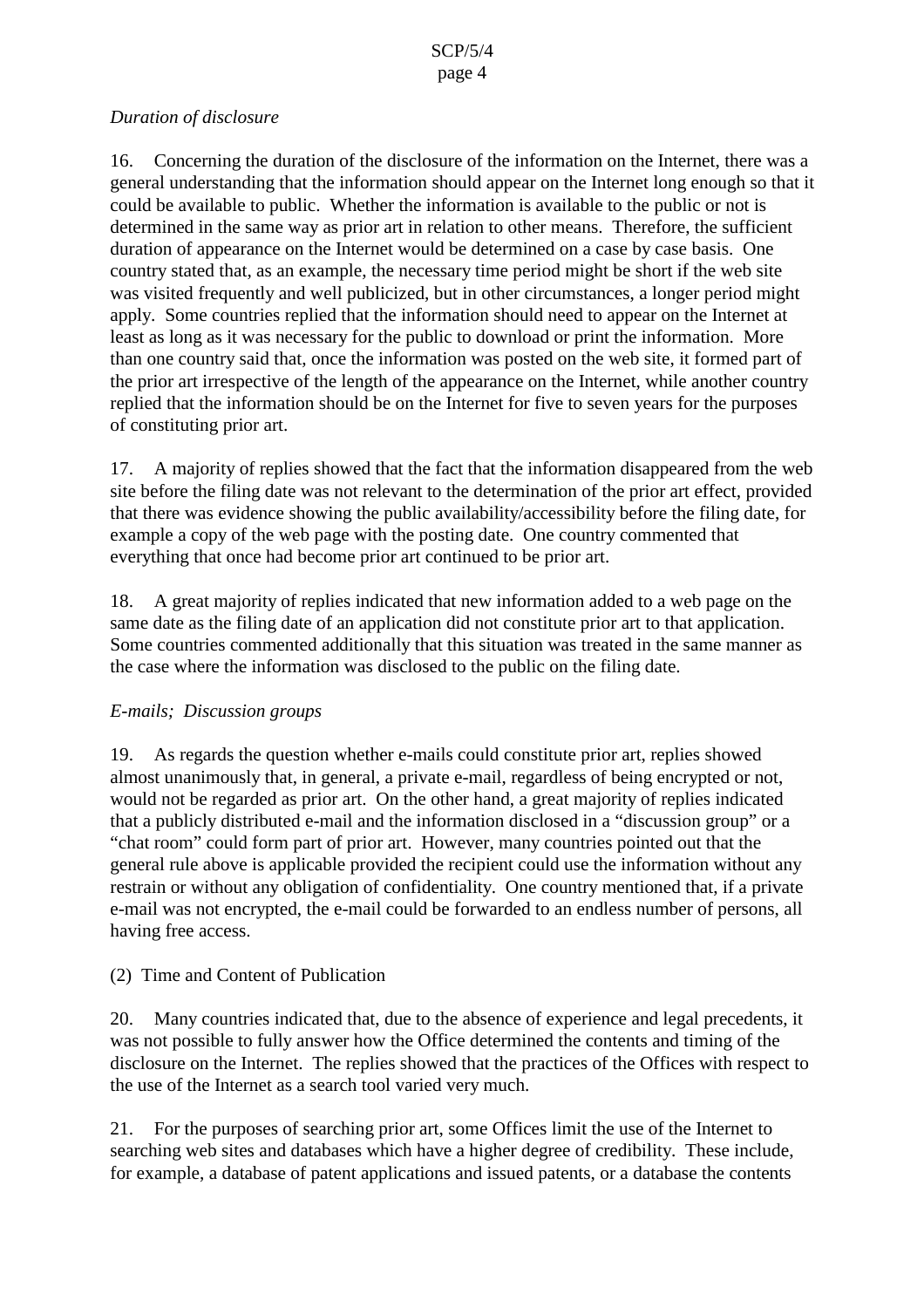*Duration of disclosure*

16. Concerning the duration of the disclosure of the information on the Internet, there was a general understanding that the information should appear on the Internet long enough so that it could be available to public. Whether the information is available to the public or not is determined in the same way as prior art in relation to other means. Therefore, the sufficient duration of appearance on the Internet would be determined on a case by case basis. One country stated that, as an example, the necessary time period might be short if the web site was visited frequently and well publicized, but in other circumstances, a longer period might apply. Some countries replied that the information should need to appear on the Internet at least as long as it was necessary for the public to download or print the information. More than one country said that, once the information was posted on the web site, it formed part of the prior art irrespective of the length of the appearance on the Internet, while another country replied that the information should be on the Internet for five to seven years for the purposes of constituting prior art.

17. A majority of replies showed that the fact that the information disappeared from the web site before the filing date was not relevant to the determination of the prior art effect, provided that there was evidence showing the public availability/accessibility before the filing date, for example a copy of the web page with the posting date. One country commented that everything that once had become prior art continued to be prior art.

18. A great majority of replies indicated that new information added to a web page on the same date as the filing date of an application did not constitute prior art to that application. Some countries commented additionally that this situation was treated in the same manner as the case where the information was disclosed to the public on the filing date.

*E-mails; Discussion groups*

19. As regards the question whether e-mails could constitute prior art, replies showed almost unanimously that, in general, a private e-mail, regardless of being encrypted or not, would not be regarded as prior art. On the other hand, a great majority of replies indicated that a publicly distributed e-mail and the information disclosed in a "discussion group" or a "chat room" could form part of prior art. However, many countries pointed out that the general rule above is applicable provided the recipient could use the information without any restrain or without any obligation of confidentiality. One country mentioned that, if a private e-mail was not encrypted, the e-mail could be forwarded to an endless number of persons, all having free access.

(2) Time and Content of Publication

20. Many countries indicated that, due to the absence of experience and legal precedents, it was not possible to fully answer how the Office determined the contents and timing of the disclosure on the Internet. The replies showed that the practices of the Offices with respect to the use of the Internet as a search tool varied very much.

21. For the purposes of searching prior art, some Offices limit the use of the Internet to searching web sites and databases which have a higher degree of credibility. These include, for example, a database of patent applications and issued patents, or a database the contents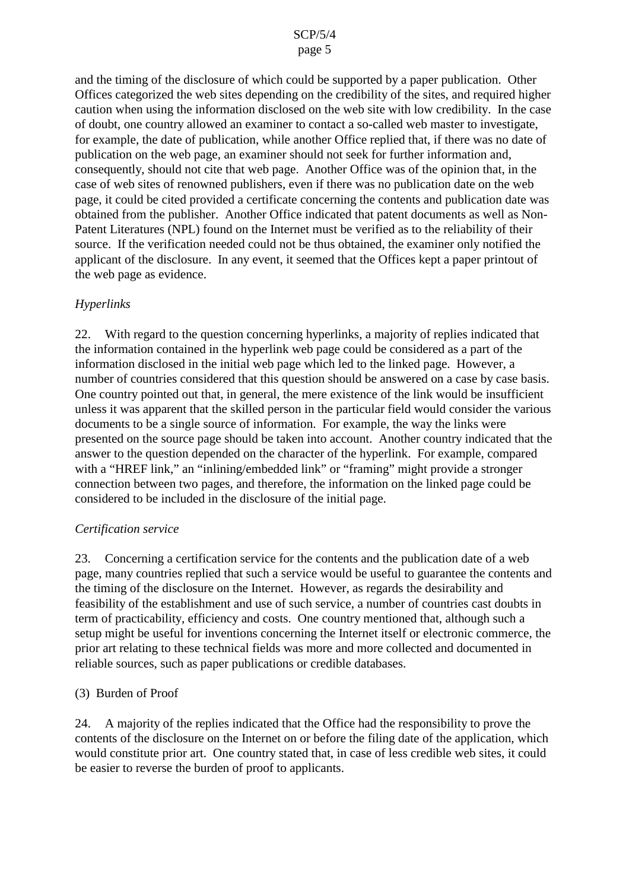and the timing of the disclosure of which could be supported by a paper publication. Other Offices categorized the web sites depending on the credibility of the sites, and required higher caution when using the information disclosed on the web site with low credibility. In the case of doubt, one country allowed an examiner to contact a so-called web master to investigate, for example, the date of publication, while another Office replied that, if there was no date of publication on the web page, an examiner should not seek for further information and, consequently, should not cite that web page. Another Office was of the opinion that, in the case of web sites of renowned publishers, even if there was no publication date on the web page, it could be cited provided a certificate concerning the contents and publication date was obtained from the publisher. Another Office indicated that patent documents as well as Non-Patent Literatures (NPL) found on the Internet must be verified as to the reliability of their source. If the verification needed could not be thus obtained, the examiner only notified the applicant of the disclosure. In any event, it seemed that the Offices kept a paper printout of the web page as evidence.

*Hyperlinks*

22. With regard to the question concerning hyperlinks, a majority of replies indicated that the information contained in the hyperlink web page could be considered as a part of the information disclosed in the initial web page which led to the linked page. However, a number of countries considered that this question should be answered on a case by case basis. One country pointed out that, in general, the mere existence of the link would be insufficient unless it was apparent that the skilled person in the particular field would consider the various documents to be a single source of information. For example, the way the links were presented on the source page should be taken into account. Another country indicated that the answer to the question depended on the character of the hyperlink. For example, compared with a "HREF link," an "inlining/embedded link" or "framing" might provide a stronger connection between two pages, and therefore, the information on the linked page could be considered to be included in the disclosure of the initial page.

*Certification service*

23. Concerning a certification service for the contents and the publication date of a web page, many countries replied that such a service would be useful to guarantee the contents and the timing of the disclosure on the Internet. However, as regards the desirability and feasibility of the establishment and use of such service, a number of countries cast doubts in term of practicability, efficiency and costs. One country mentioned that, although such a setup might be useful for inventions concerning the Internet itself or electronic commerce, the prior art relating to these technical fields was more and more collected and documented in reliable sources, such as paper publications or credible databases.

(3) Burden of Proof

24. A majority of the replies indicated that the Office had the responsibility to prove the contents of the disclosure on the Internet on or before the filing date of the application, which would constitute prior art. One country stated that, in case of less credible web sites, it could be easier to reverse the burden of proof to applicants.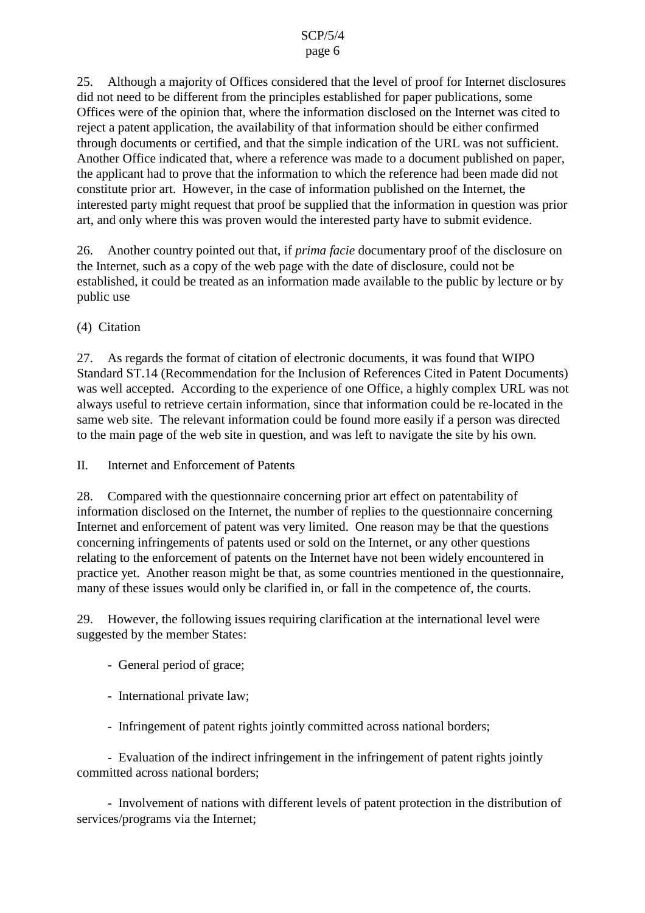25. Although a majority of Offices considered that the level of proof for Internet disclosures did not need to be different from the principles established for paper publications, some Offices were of the opinion that, where the information disclosed on the Internet was cited to reject a patent application, the availability of that information should be either confirmed through documents or certified, and that the simple indication of the URL was not sufficient. Another Office indicated that, where a reference was made to a document published on paper, the applicant had to prove that the information to which the reference had been made did not constitute prior art. However, in the case of information published on the Internet, the interested party might request that proof be supplied that the information in question was prior art, and only where this was proven would the interested party have to submit evidence.

26. Another country pointed out that, if *prima facie* documentary proof of the disclosure on the Internet, such as a copy of the web page with the date of disclosure, could not be established, it could be treated as an information made available to the public by lecture or by public use

(4) Citation

27. As regards the format of citation of electronic documents, it was found that WIPO Standard ST.14 (Recommendation for the Inclusion of References Cited in Patent Documents) was well accepted. According to the experience of one Office, a highly complex URL was not always useful to retrieve certain information, since that information could be re-located in the same web site. The relevant information could be found more easily if a person was directed to the main page of the web site in question, and was left to navigate the site by his own.

II. Internet and Enforcement of Patents

28. Compared with the questionnaire concerning prior art effect on patentability of information disclosed on the Internet, the number of replies to the questionnaire concerning Internet and enforcement of patent was very limited. One reason may be that the questions concerning infringements of patents used or sold on the Internet, or any other questions relating to the enforcement of patents on the Internet have not been widely encountered in practice yet. Another reason might be that, as some countries mentioned in the questionnaire, many of these issues would only be clarified in, or fall in the competence of, the courts.

29. However, the following issues requiring clarification at the international level were suggested by the member States:

- General period of grace;
- International private law;
- Infringement of patent rights jointly committed across national borders;
- Evaluation of the indirect infringement in the infringement of patent rights jointly committed across national borders;
- Involvement of nations with different levels of patent protection in the distribution of services/programs via the Internet;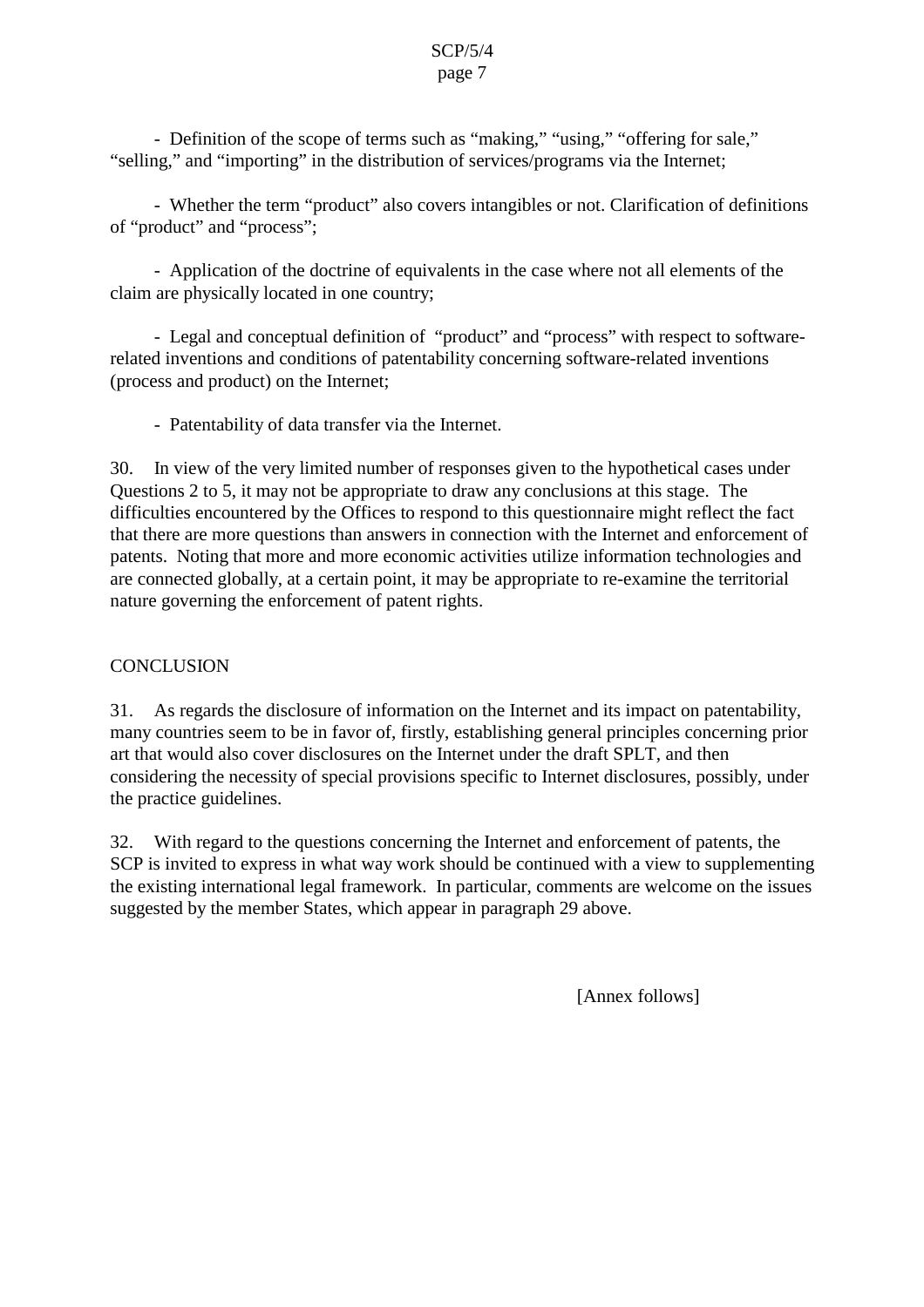- Definition of the scope of terms such as “making,” “using,” “offering for sale,” “selling,” and “importing” in the distribution of services/programs via the Internet;

- Whether the term “product” also covers intangibles or not. Clarification of definitions of “product” and “process”;

- Application of the doctrine of equivalents in the case where not all elements of the claim are physically located in one country;

- Legal and conceptual definition of “product” and “process” with respect to software-related inventions and conditions of patentability concerning software-related inventions (process and product) on the Internet;

- Patentability of data transfer via the Internet.

30. In view of the very limited number of responses given to the hypothetical cases under Questions 2 to 5, it may not be appropriate to draw any conclusions at this stage. The difficulties encountered by the Offices to respond to this questionnaire might reflect the fact that there are more questions than answers in connection with the Internet and enforcement of patents. Noting that more and more economic activities utilize information technologies and are connected globally, at a certain point, it may be appropriate to re-examine the territorial nature governing the enforcement of patent rights.

CONCLUSION

31. As regards the disclosure of information on the Internet and its impact on patentability, many countries seem to be in favor of, firstly, establishing general principles concerning prior art that would also cover disclosures on the Internet under the draft SPLT, and then considering the necessity of special provisions specific to Internet disclosures, possibly, under the practice guidelines.

32. With regard to the questions concerning the Internet and enforcement of patents, the SCP is invited to express in what way work should be continued with a view to supplementing the existing international legal framework. In particular, comments are welcome on the issues suggested by the member States, which appear in paragraph 29 above.

[Annex follows]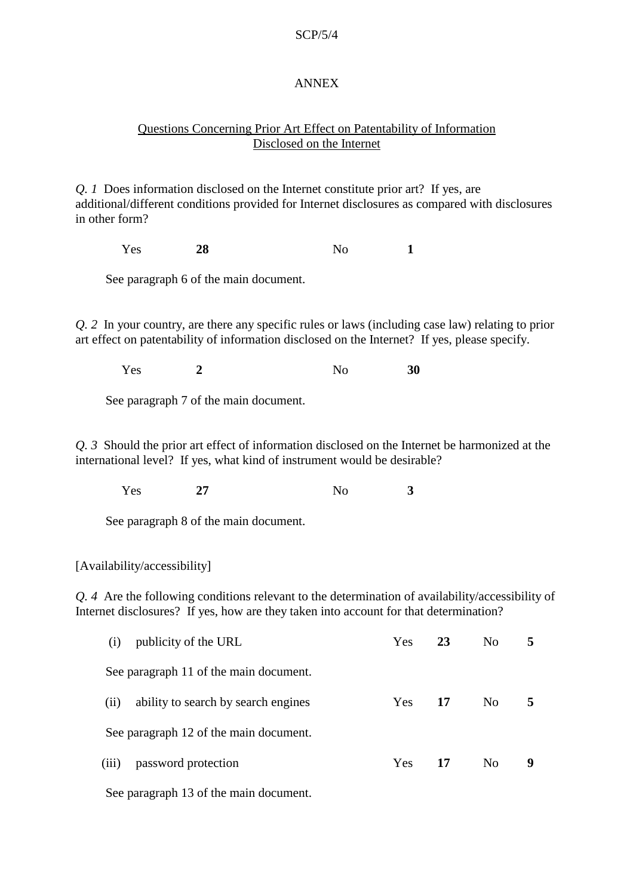ANNEX

<u>Questions Concerning Prior Art Effect on Patentability of Information Disclosed on the Internet</u>

*Q. 1* Does information disclosed on the Internet constitute prior art? If yes, are additional/different conditions provided for Internet disclosures as compared with disclosures in other form?

Yes **28** No **1**

See paragraph 6 of the main document.

*Q. 2* In your country, are there any specific rules or laws (including case law) relating to prior art effect on patentability of information disclosed on the Internet? If yes, please specify.

Yes **2** No **30**

See paragraph 7 of the main document.

*Q. 3* Should the prior art effect of information disclosed on the Internet be harmonized at the international level? If yes, what kind of instrument would be desirable?

Yes **27** No **3**

See paragraph 8 of the main document.

[Availability/accessibility]

*Q. 4* Are the following conditions relevant to the determination of availability/accessibility of Internet disclosures? If yes, how are they taken into account for that determination?

(i) publicity of the URL Yes **23** No **5**

See paragraph 11 of the main document.

(ii) ability to search by search engines Yes **17** No **5**

See paragraph 12 of the main document.

(iii) password protection Yes **17** No **9**

See paragraph 13 of the main document.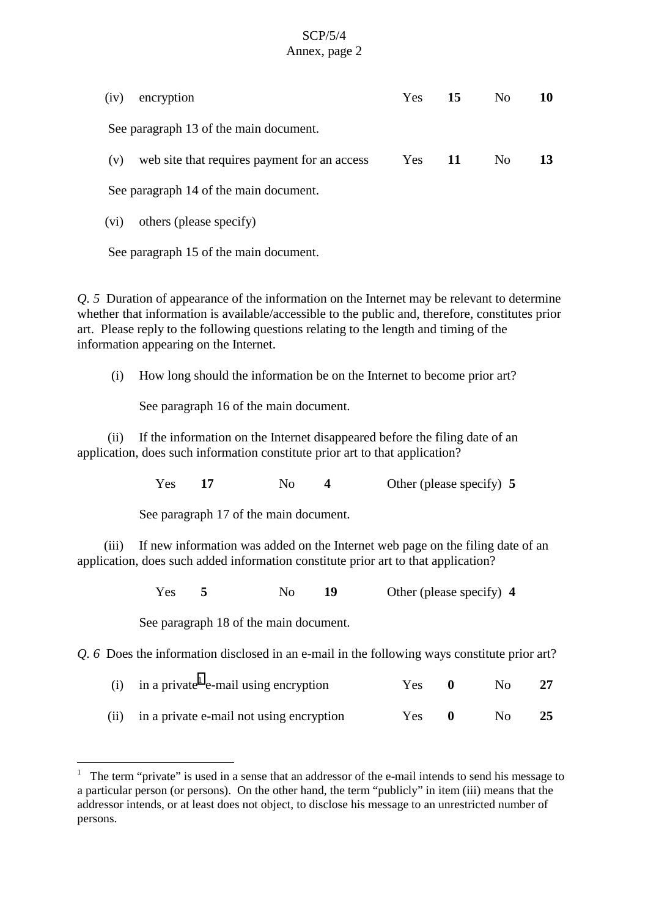(iv) encryption Yes **15** No **10**

See paragraph 13 of the main document.

(v) web site that requires payment for an access Yes **11** No **13**

See paragraph 14 of the main document.

(vi) others (please specify)

See paragraph 15 of the main document.

*Q. 5* Duration of appearance of the information on the Internet may be relevant to determine whether that information is available/accessible to the public and, therefore, constitutes prior art. Please reply to the following questions relating to the length and timing of the information appearing on the Internet.

(i) How long should the information be on the Internet to become prior art?

See paragraph 16 of the main document.

(ii) If the information on the Internet disappeared before the filing date of an application, does such information constitute prior art to that application?

Yes **17** No **4** Other (please specify) **5**

See paragraph 17 of the main document.

(iii) If new information was added on the Internet web page on the filing date of an application, does such added information constitute prior art to that application?

Yes **5** No **19** Other (please specify) **4**

See paragraph 18 of the main document.

*Q. 6* Does the information disclosed in an e-mail in the following ways constitute prior art?

(i) in a private[1] e-mail using encryption Yes **0** No **27**

(ii) in a private e-mail not using encryption Yes **0** No **25**

---

[1] The term "private" is used in a sense that an addressor of the e-mail intends to send his message to a particular person (or persons). On the other hand, the term "publicly" in item (iii) means that the addressor intends, or at least does not object, to disclose his message to an unrestricted number of persons.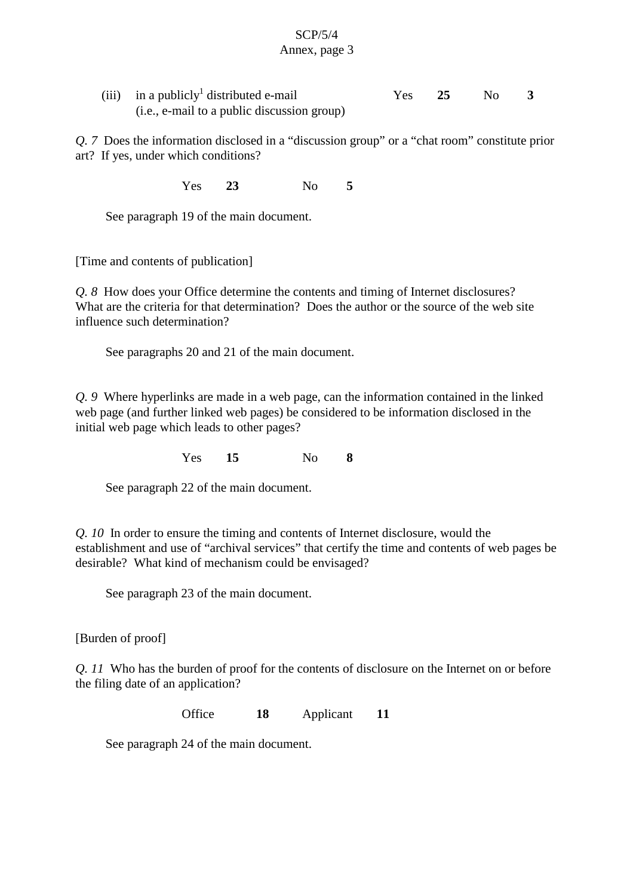(iii) in a publicly[1] distributed e-mail (i.e., e-mail to a public discussion group) Yes **25** No **3**

*Q. 7* Does the information disclosed in a "discussion group" or a "chat room" constitute prior art? If yes, under which conditions?

Yes **23** No **5**

See paragraph 19 of the main document.

[Time and contents of publication]

*Q. 8* How does your Office determine the contents and timing of Internet disclosures? What are the criteria for that determination? Does the author or the source of the web site influence such determination?

See paragraphs 20 and 21 of the main document.

*Q. 9* Where hyperlinks are made in a web page, can the information contained in the linked web page (and further linked web pages) be considered to be information disclosed in the initial web page which leads to other pages?

Yes **15** No **8**

See paragraph 22 of the main document.

*Q. 10* In order to ensure the timing and contents of Internet disclosure, would the establishment and use of "archival services" that certify the time and contents of web pages be desirable? What kind of mechanism could be envisaged?

See paragraph 23 of the main document.

[Burden of proof]

*Q. 11* Who has the burden of proof for the contents of disclosure on the Internet on or before the filing date of an application?

Office **18** Applicant **11**

See paragraph 24 of the main document.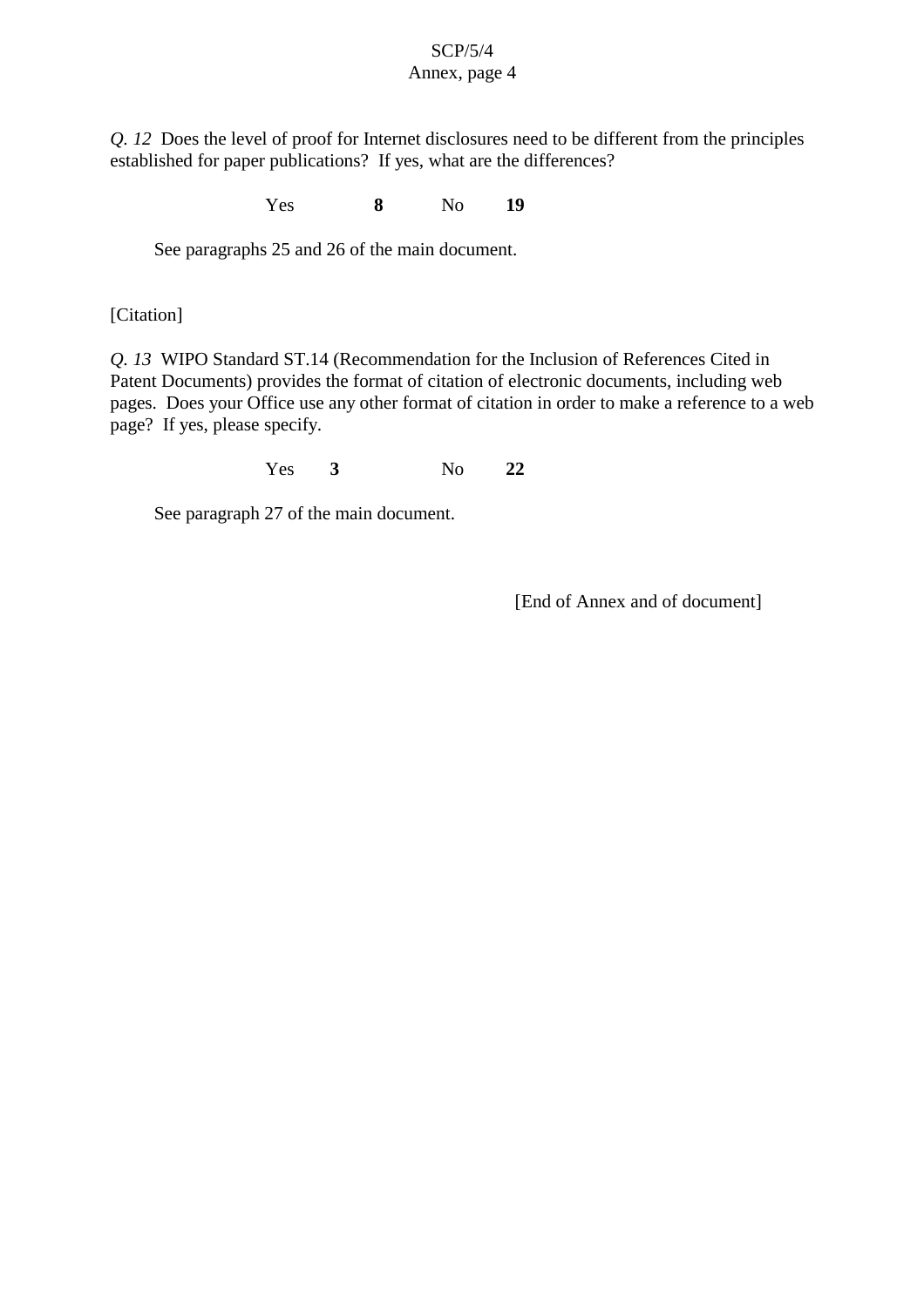*Q. 12*  Does the level of proof for Internet disclosures need to be different from the principles established for paper publications?  If yes, what are the differences?

Yes **8** No **19**

See paragraphs 25 and 26 of the main document.

[Citation]

*Q. 13*  WIPO Standard ST.14 (Recommendation for the Inclusion of References Cited in Patent Documents) provides the format of citation of electronic documents, including web pages.  Does your Office use any other format of citation in order to make a reference to a web page?  If yes, please specify.

Yes **3** No **22**

See paragraph 27 of the main document.

[End of Annex and of document]